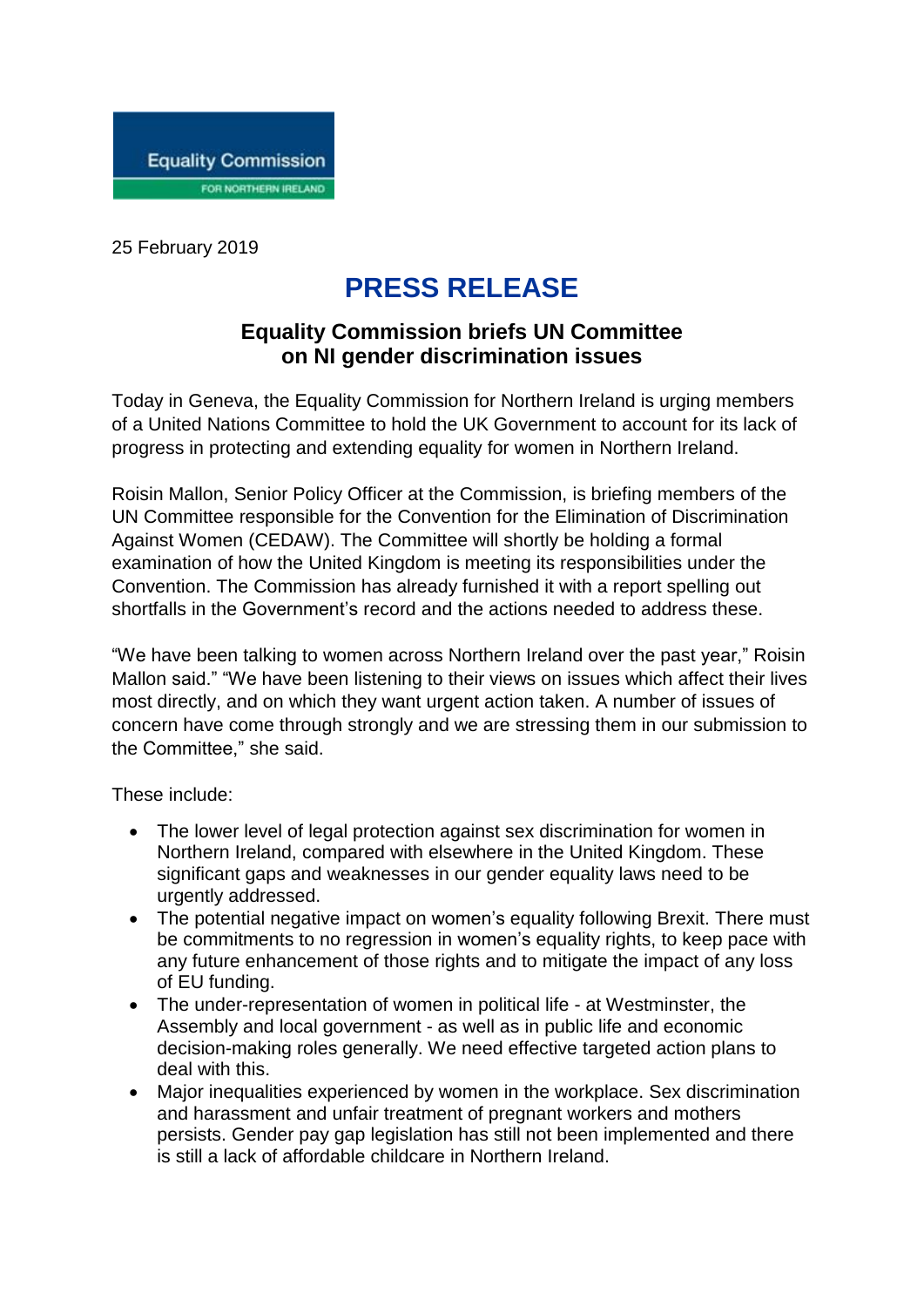Equality Commission

FOR NORTHERN IRELAND

25 February 2019

# PRESS RELEASE

## Equality Commission briefs UN Committee on NI gender discrimination issues

Today in Geneva, the Equality Commission for Northern Ireland is urging members of a United Nations Committee to hold the UK Government to account for its lack of progress in protecting and extending equality for women in Northern Ireland.

Roisin Mallon, Senior Policy Officer at the Commission, is briefing members of the UN Committee responsible for the Convention for the Elimination of Discrimination Against Women (CEDAW). The Committee will shortly be holding a formal examination of how the United Kingdom is meeting its responsibilities under the Convention. The Commission has already furnished it with a report spelling out shortfalls in the Government's record and the actions needed to address these.

"We have been talking to women across Northern Ireland over the past year," Roisin Mallon said." "We have been listening to their views on issues which affect their lives most directly, and on which they want urgent action taken. A number of issues of concern have come through strongly and we are stressing them in our submission to the Committee," she said.

These include:

- The lower level of legal protection against sex discrimination for women in Northern Ireland, compared with elsewhere in the United Kingdom. These significant gaps and weaknesses in our gender equality laws need to be urgently addressed.
- The potential negative impact on women's equality following Brexit. There must be commitments to no regression in women's equality rights, to keep pace with any future enhancement of those rights and to mitigate the impact of any loss of EU funding.
- The under-representation of women in political life - at Westminster, the Assembly and local government - as well as in public life and economic decision-making roles generally. We need effective targeted action plans to deal with this.
- Major inequalities experienced by women in the workplace. Sex discrimination and harassment and unfair treatment of pregnant workers and mothers persists. Gender pay gap legislation has still not been implemented and there is still a lack of affordable childcare in Northern Ireland.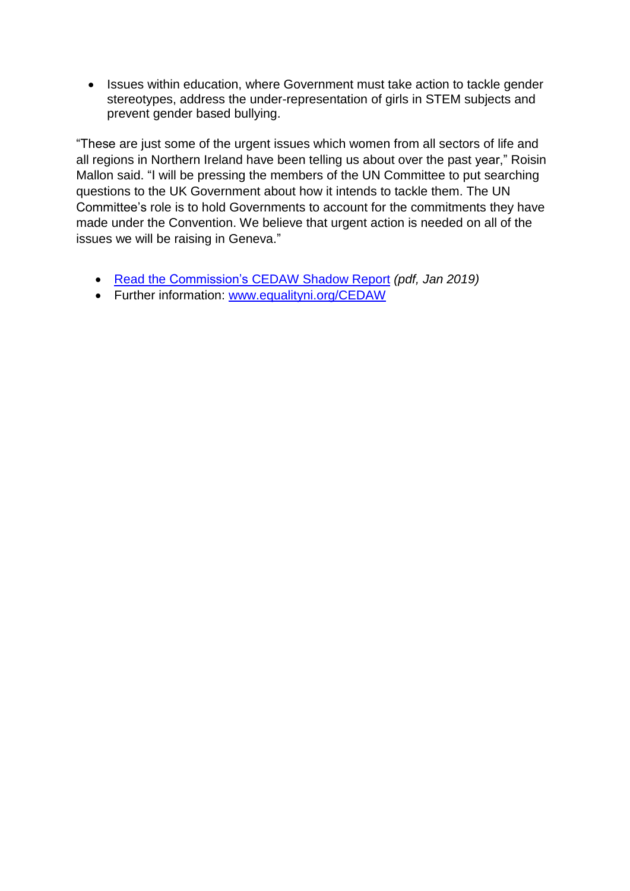- Issues within education, where Government must take action to tackle gender stereotypes, address the under-representation of girls in STEM subjects and prevent gender based bullying.

"These are just some of the urgent issues which women from all sectors of life and all regions in Northern Ireland have been telling us about over the past year," Roisin Mallon said. "I will be pressing the members of the UN Committee to put searching questions to the UK Government about how it intends to tackle them. The UN Committee's role is to hold Governments to account for the commitments they have made under the Convention. We believe that urgent action is needed on all of the issues we will be raising in Geneva."

- Read the Commission's CEDAW Shadow Report *(pdf, Jan 2019)*
- Further information: www.equalityni.org/CEDAW